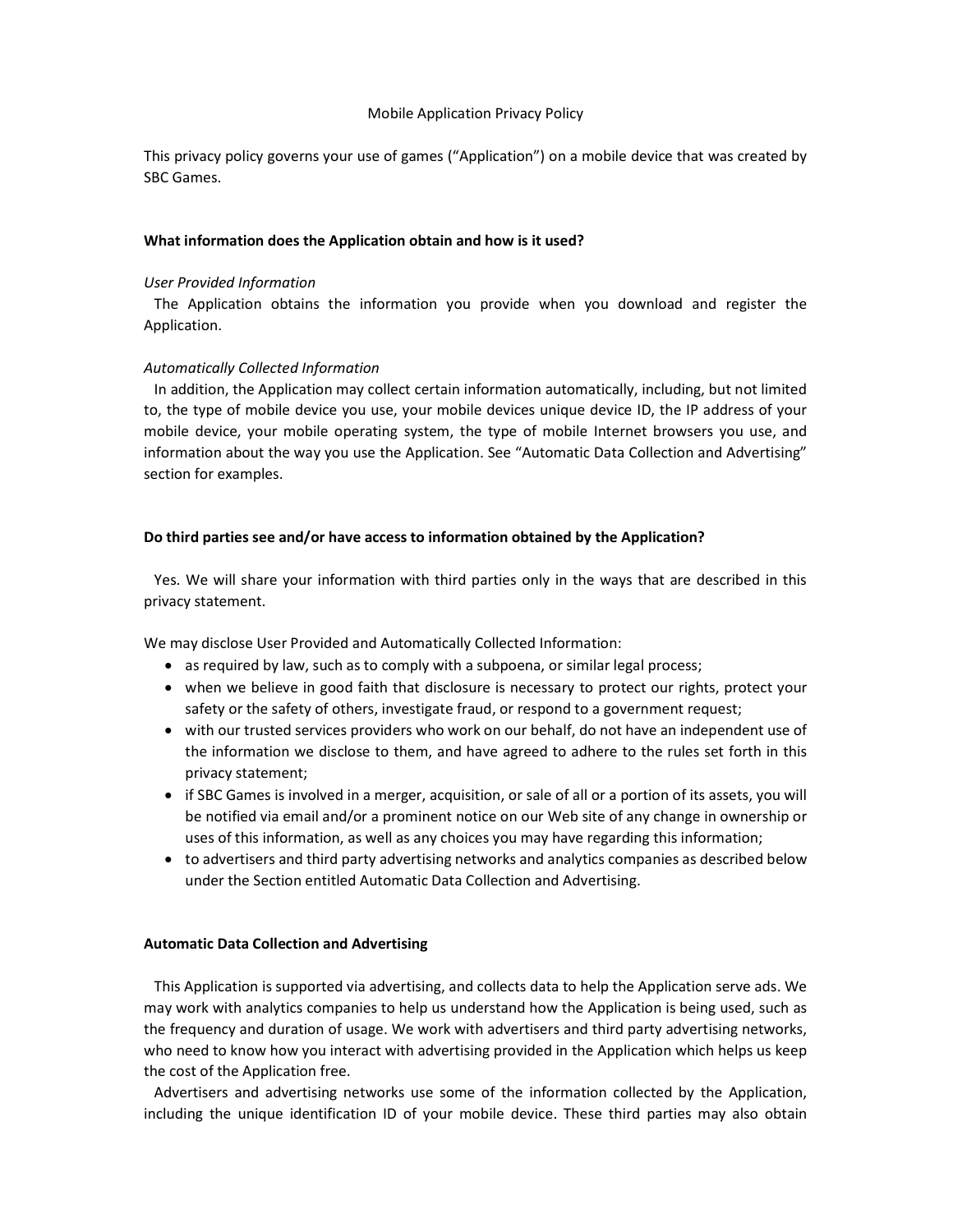# Mobile Application Privacy Policy

This privacy policy governs your use of games (“Application”) on a mobile device that was created by SBC Games.

## What information does the Application obtain and how is it used?

*User Provided Information*

The Application obtains the information you provide when you download and register the Application.

*Automatically Collected Information*

In addition, the Application may collect certain information automatically, including, but not limited to, the type of mobile device you use, your mobile devices unique device ID, the IP address of your mobile device, your mobile operating system, the type of mobile Internet browsers you use, and information about the way you use the Application. See “Automatic Data Collection and Advertising” section for examples.

## Do third parties see and/or have access to information obtained by the Application?

Yes. We will share your information with third parties only in the ways that are described in this privacy statement.

We may disclose User Provided and Automatically Collected Information:

- as required by law, such as to comply with a subpoena, or similar legal process;
- when we believe in good faith that disclosure is necessary to protect our rights, protect your safety or the safety of others, investigate fraud, or respond to a government request;
- with our trusted services providers who work on our behalf, do not have an independent use of the information we disclose to them, and have agreed to adhere to the rules set forth in this privacy statement;
- if SBC Games is involved in a merger, acquisition, or sale of all or a portion of its assets, you will be notified via email and/or a prominent notice on our Web site of any change in ownership or uses of this information, as well as any choices you may have regarding this information;
- to advertisers and third party advertising networks and analytics companies as described below under the Section entitled Automatic Data Collection and Advertising.

## Automatic Data Collection and Advertising

This Application is supported via advertising, and collects data to help the Application serve ads. We may work with analytics companies to help us understand how the Application is being used, such as the frequency and duration of usage. We work with advertisers and third party advertising networks, who need to know how you interact with advertising provided in the Application which helps us keep the cost of the Application free.

Advertisers and advertising networks use some of the information collected by the Application, including the unique identification ID of your mobile device. These third parties may also obtain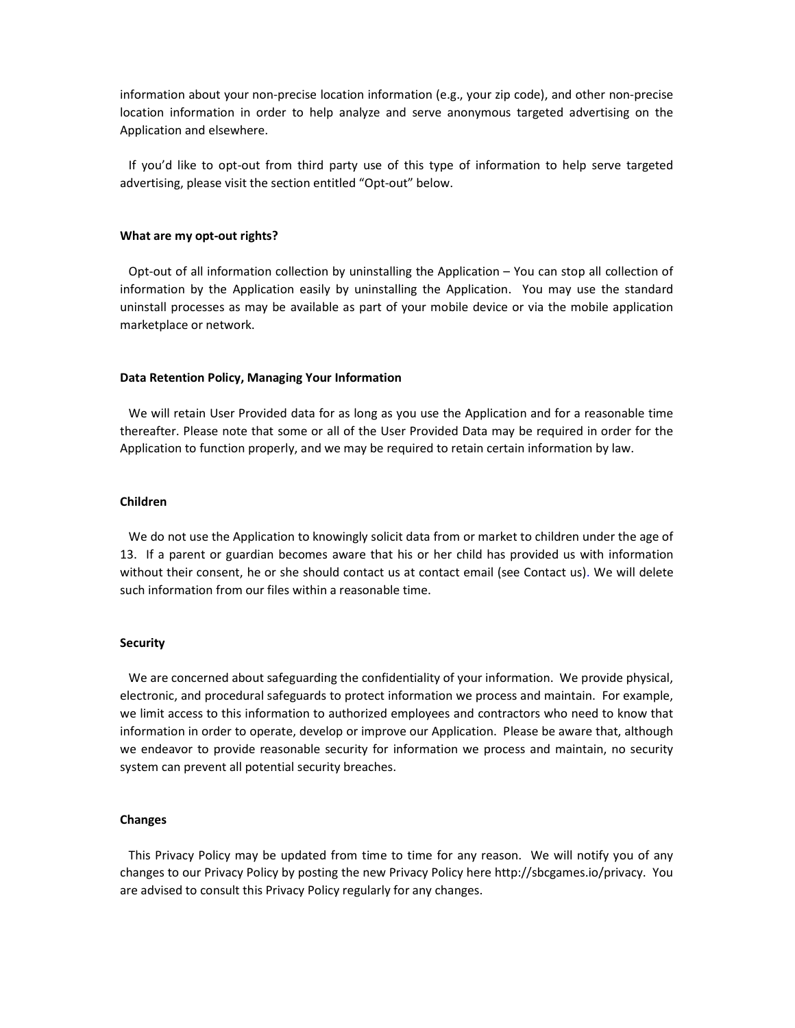information about your non-precise location information (e.g., your zip code), and other non-precise location information in order to help analyze and serve anonymous targeted advertising on the Application and elsewhere.

If you'd like to opt-out from third party use of this type of information to help serve targeted advertising, please visit the section entitled "Opt-out" below.

**What are my opt-out rights?**

Opt-out of all information collection by uninstalling the Application – You can stop all collection of information by the Application easily by uninstalling the Application. You may use the standard uninstall processes as may be available as part of your mobile device or via the mobile application marketplace or network.

**Data Retention Policy, Managing Your Information**

We will retain User Provided data for as long as you use the Application and for a reasonable time thereafter. Please note that some or all of the User Provided Data may be required in order for the Application to function properly, and we may be required to retain certain information by law.

**Children**

We do not use the Application to knowingly solicit data from or market to children under the age of 13. If a parent or guardian becomes aware that his or her child has provided us with information without their consent, he or she should contact us at contact email (see Contact us). We will delete such information from our files within a reasonable time.

**Security**

We are concerned about safeguarding the confidentiality of your information. We provide physical, electronic, and procedural safeguards to protect information we process and maintain. For example, we limit access to this information to authorized employees and contractors who need to know that information in order to operate, develop or improve our Application. Please be aware that, although we endeavor to provide reasonable security for information we process and maintain, no security system can prevent all potential security breaches.

**Changes**

This Privacy Policy may be updated from time to time for any reason. We will notify you of any changes to our Privacy Policy by posting the new Privacy Policy here http://sbcgames.io/privacy. You are advised to consult this Privacy Policy regularly for any changes.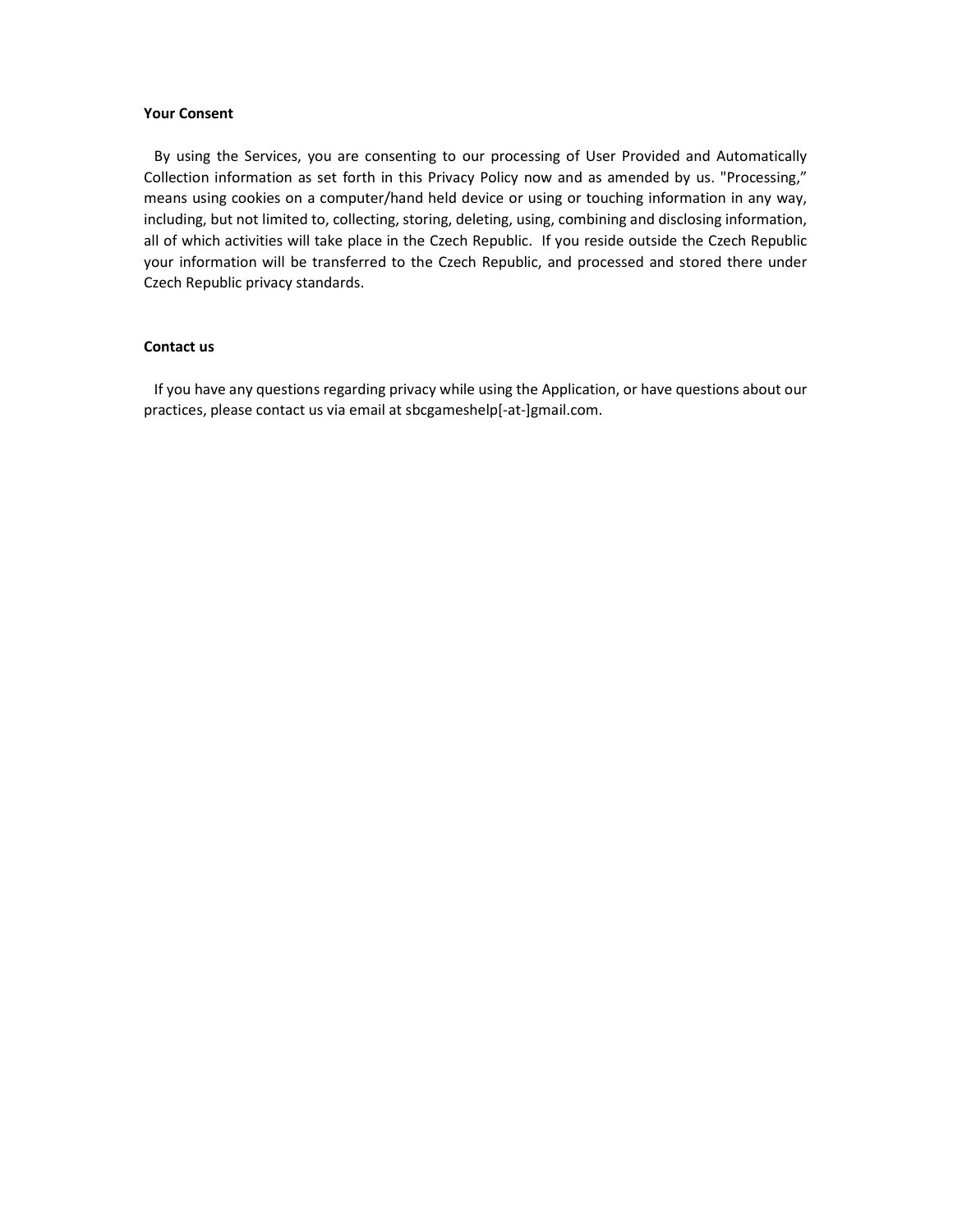**Your Consent**

By using the Services, you are consenting to our processing of User Provided and Automatically Collection information as set forth in this Privacy Policy now and as amended by us. "Processing," means using cookies on a computer/hand held device or using or touching information in any way, including, but not limited to, collecting, storing, deleting, using, combining and disclosing information, all of which activities will take place in the Czech Republic. If you reside outside the Czech Republic your information will be transferred to the Czech Republic, and processed and stored there under Czech Republic privacy standards.

**Contact us**

If you have any questions regarding privacy while using the Application, or have questions about our practices, please contact us via email at sbcgameshelp[-at-]gmail.com.